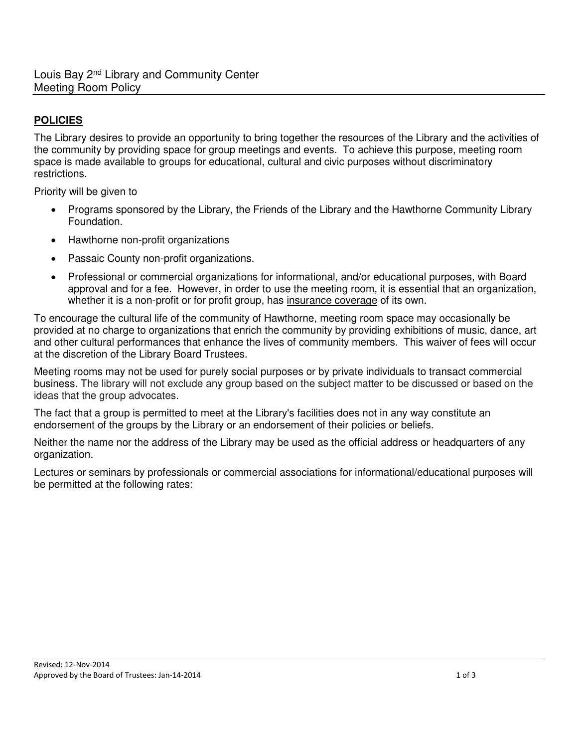Louis Bay 2nd Library and Community Center
Meeting Room Policy

## POLICIES

The Library desires to provide an opportunity to bring together the resources of the Library and the activities of the community by providing space for group meetings and events. To achieve this purpose, meeting room space is made available to groups for educational, cultural and civic purposes without discriminatory restrictions.

Priority will be given to

- Programs sponsored by the Library, the Friends of the Library and the Hawthorne Community Library Foundation.
- Hawthorne non-profit organizations
- Passaic County non-profit organizations.
- Professional or commercial organizations for informational, and/or educational purposes, with Board approval and for a fee. However, in order to use the meeting room, it is essential that an organization, whether it is a non-profit or for profit group, has insurance coverage of its own.

To encourage the cultural life of the community of Hawthorne, meeting room space may occasionally be provided at no charge to organizations that enrich the community by providing exhibitions of music, dance, art and other cultural performances that enhance the lives of community members. This waiver of fees will occur at the discretion of the Library Board Trustees.

Meeting rooms may not be used for purely social purposes or by private individuals to transact commercial business. The library will not exclude any group based on the subject matter to be discussed or based on the ideas that the group advocates.

The fact that a group is permitted to meet at the Library's facilities does not in any way constitute an endorsement of the groups by the Library or an endorsement of their policies or beliefs.

Neither the name nor the address of the Library may be used as the official address or headquarters of any organization.

Lectures or seminars by professionals or commercial associations for informational/educational purposes will be permitted at the following rates:

Revised: 12-Nov-2014
Approved by the Board of Trustees: Jan-14-2014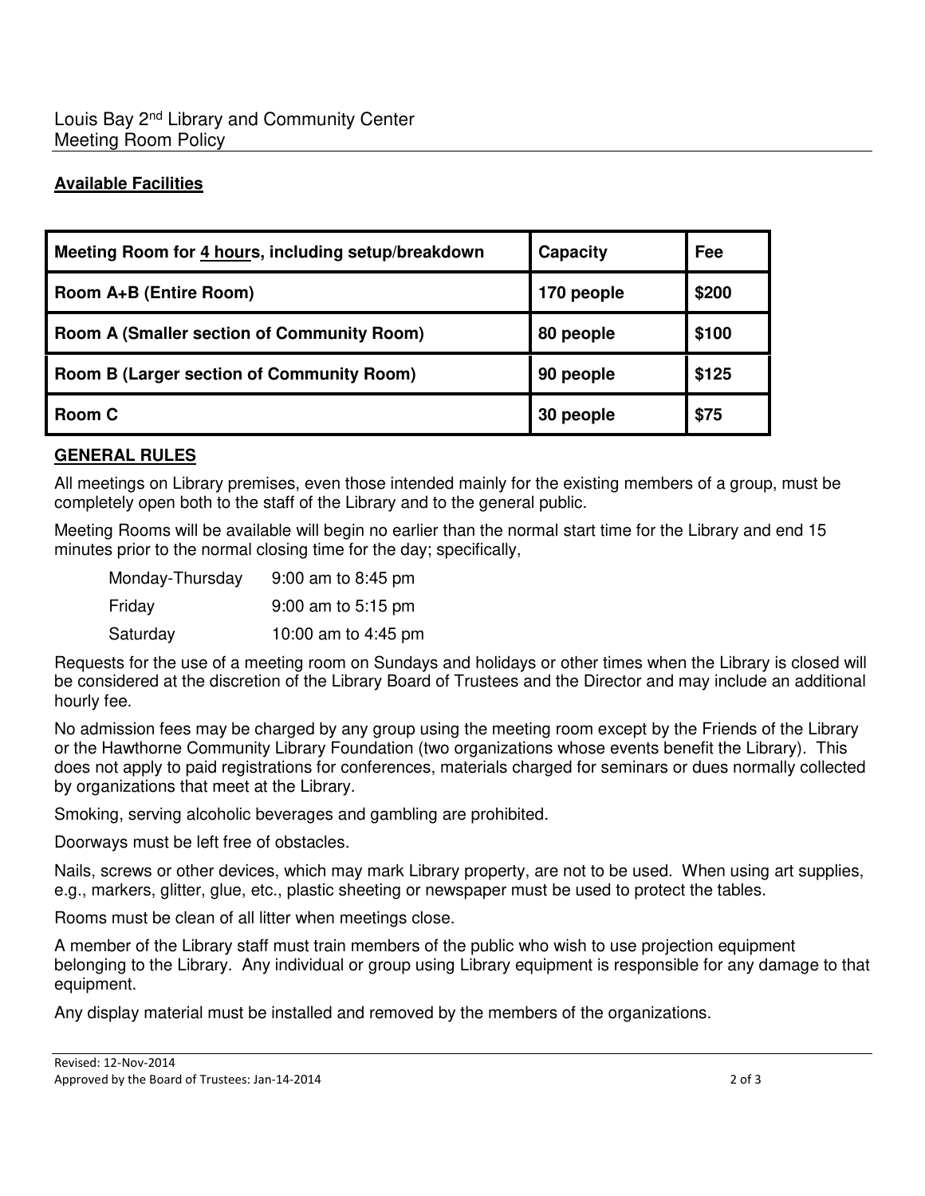Louis Bay 2nd Library and Community Center
Meeting Room Policy

**Available Facilities**

| Meeting Room for 4 hours, including setup/breakdown | Capacity | Fee |
|---|---|---|
| **Room A+B (Entire Room)** | **170 people** | **$200** |
| **Room A (Smaller section of Community Room)** | **80 people** | **$100** |
| **Room B (Larger section of Community Room)** | **90 people** | **$125** |
| **Room C** | **30 people** | **$75** |

**GENERAL RULES**

All meetings on Library premises, even those intended mainly for the existing members of a group, must be completely open both to the staff of the Library and to the general public.

Meeting Rooms will be available will begin no earlier than the normal start time for the Library and end 15 minutes prior to the normal closing time for the day; specifically,

| | |
|---|---|
| Monday-Thursday | 9:00 am to 8:45 pm |
| Friday | 9:00 am to 5:15 pm |
| Saturday | 10:00 am to 4:45 pm |

Requests for the use of a meeting room on Sundays and holidays or other times when the Library is closed will be considered at the discretion of the Library Board of Trustees and the Director and may include an additional hourly fee.

No admission fees may be charged by any group using the meeting room except by the Friends of the Library or the Hawthorne Community Library Foundation (two organizations whose events benefit the Library). This does not apply to paid registrations for conferences, materials charged for seminars or dues normally collected by organizations that meet at the Library.

Smoking, serving alcoholic beverages and gambling are prohibited.

Doorways must be left free of obstacles.

Nails, screws or other devices, which may mark Library property, are not to be used. When using art supplies, e.g., markers, glitter, glue, etc., plastic sheeting or newspaper must be used to protect the tables.

Rooms must be clean of all litter when meetings close.

A member of the Library staff must train members of the public who wish to use projection equipment belonging to the Library. Any individual or group using Library equipment is responsible for any damage to that equipment.

Any display material must be installed and removed by the members of the organizations.

Revised: 12-Nov-2014
Approved by the Board of Trustees: Jan-14-2014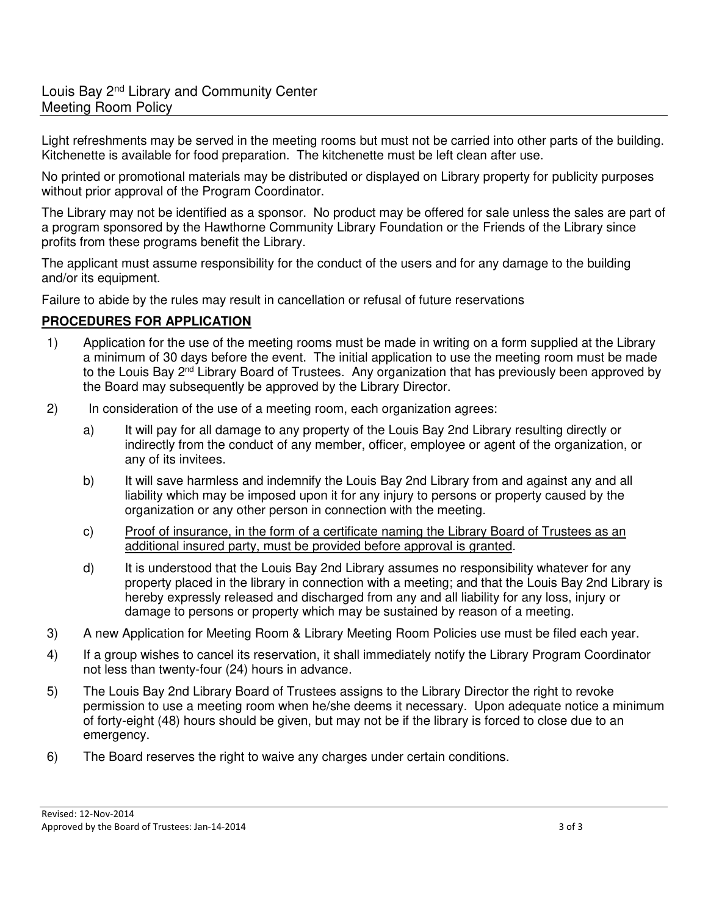Louis Bay 2nd Library and Community Center
Meeting Room Policy

Light refreshments may be served in the meeting rooms but must not be carried into other parts of the building. Kitchenette is available for food preparation. The kitchenette must be left clean after use.

No printed or promotional materials may be distributed or displayed on Library property for publicity purposes without prior approval of the Program Coordinator.

The Library may not be identified as a sponsor. No product may be offered for sale unless the sales are part of a program sponsored by the Hawthorne Community Library Foundation or the Friends of the Library since profits from these programs benefit the Library.

The applicant must assume responsibility for the conduct of the users and for any damage to the building and/or its equipment.

Failure to abide by the rules may result in cancellation or refusal of future reservations

## PROCEDURES FOR APPLICATION

1) Application for the use of the meeting rooms must be made in writing on a form supplied at the Library a minimum of 30 days before the event. The initial application to use the meeting room must be made to the Louis Bay 2nd Library Board of Trustees. Any organization that has previously been approved by the Board may subsequently be approved by the Library Director.

2) In consideration of the use of a meeting room, each organization agrees:

   a) It will pay for all damage to any property of the Louis Bay 2nd Library resulting directly or indirectly from the conduct of any member, officer, employee or agent of the organization, or any of its invitees.

   b) It will save harmless and indemnify the Louis Bay 2nd Library from and against any and all liability which may be imposed upon it for any injury to persons or property caused by the organization or any other person in connection with the meeting.

   c) Proof of insurance, in the form of a certificate naming the Library Board of Trustees as an additional insured party, must be provided before approval is granted.

   d) It is understood that the Louis Bay 2nd Library assumes no responsibility whatever for any property placed in the library in connection with a meeting; and that the Louis Bay 2nd Library is hereby expressly released and discharged from any and all liability for any loss, injury or damage to persons or property which may be sustained by reason of a meeting.

3) A new Application for Meeting Room & Library Meeting Room Policies use must be filed each year.

4) If a group wishes to cancel its reservation, it shall immediately notify the Library Program Coordinator not less than twenty-four (24) hours in advance.

5) The Louis Bay 2nd Library Board of Trustees assigns to the Library Director the right to revoke permission to use a meeting room when he/she deems it necessary. Upon adequate notice a minimum of forty-eight (48) hours should be given, but may not be if the library is forced to close due to an emergency.

6) The Board reserves the right to waive any charges under certain conditions.

Revised: 12-Nov-2014
Approved by the Board of Trustees: Jan-14-2014